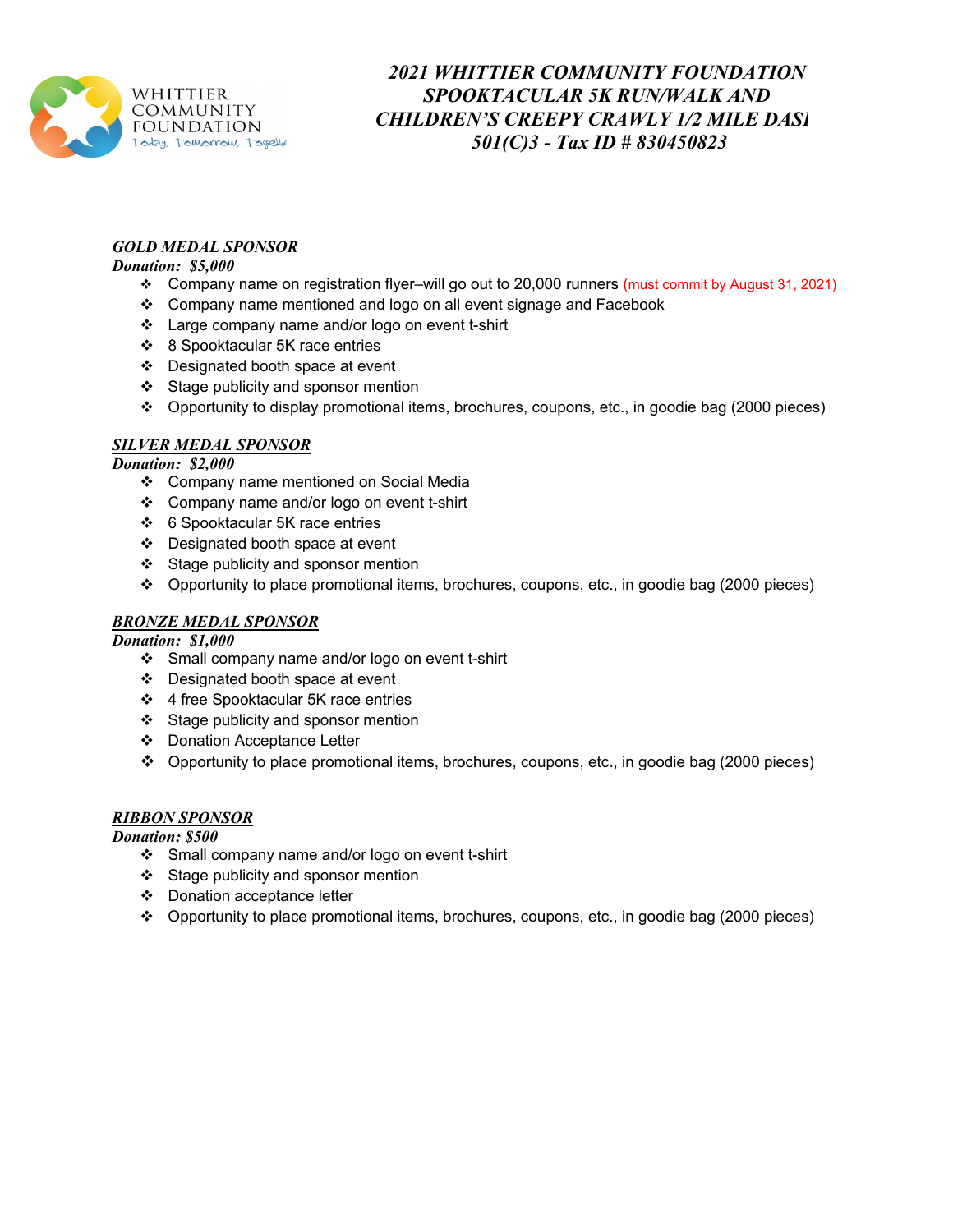WHITTIER COMMUNITY FOUNDATION
Today, Tomorrow, Together

# *2021 WHITTIER COMMUNITY FOUNDATION SPOOKTACULAR 5K RUN/WALK AND CHILDREN'S CREEPY CRAWLY 1/2 MILE DASH*
# *501(C)3 - Tax ID # 830450823*

***GOLD MEDAL SPONSOR***
***Donation: $5,000***

- Company name on registration flyer–will go out to 20,000 runners (must commit by August 31, 2021)
- Company name mentioned and logo on all event signage and Facebook
- Large company name and/or logo on event t-shirt
- 8 Spooktacular 5K race entries
- Designated booth space at event
- Stage publicity and sponsor mention
- Opportunity to display promotional items, brochures, coupons, etc., in goodie bag (2000 pieces)

***SILVER MEDAL SPONSOR***
***Donation: $2,000***

- Company name mentioned on Social Media
- Company name and/or logo on event t-shirt
- 6 Spooktacular 5K race entries
- Designated booth space at event
- Stage publicity and sponsor mention
- Opportunity to place promotional items, brochures, coupons, etc., in goodie bag (2000 pieces)

***BRONZE MEDAL SPONSOR***
***Donation: $1,000***

- Small company name and/or logo on event t-shirt
- Designated booth space at event
- 4 free Spooktacular 5K race entries
- Stage publicity and sponsor mention
- Donation Acceptance Letter
- Opportunity to place promotional items, brochures, coupons, etc., in goodie bag (2000 pieces)

***RIBBON SPONSOR***
***Donation: $500***

- Small company name and/or logo on event t-shirt
- Stage publicity and sponsor mention
- Donation acceptance letter
- Opportunity to place promotional items, brochures, coupons, etc., in goodie bag (2000 pieces)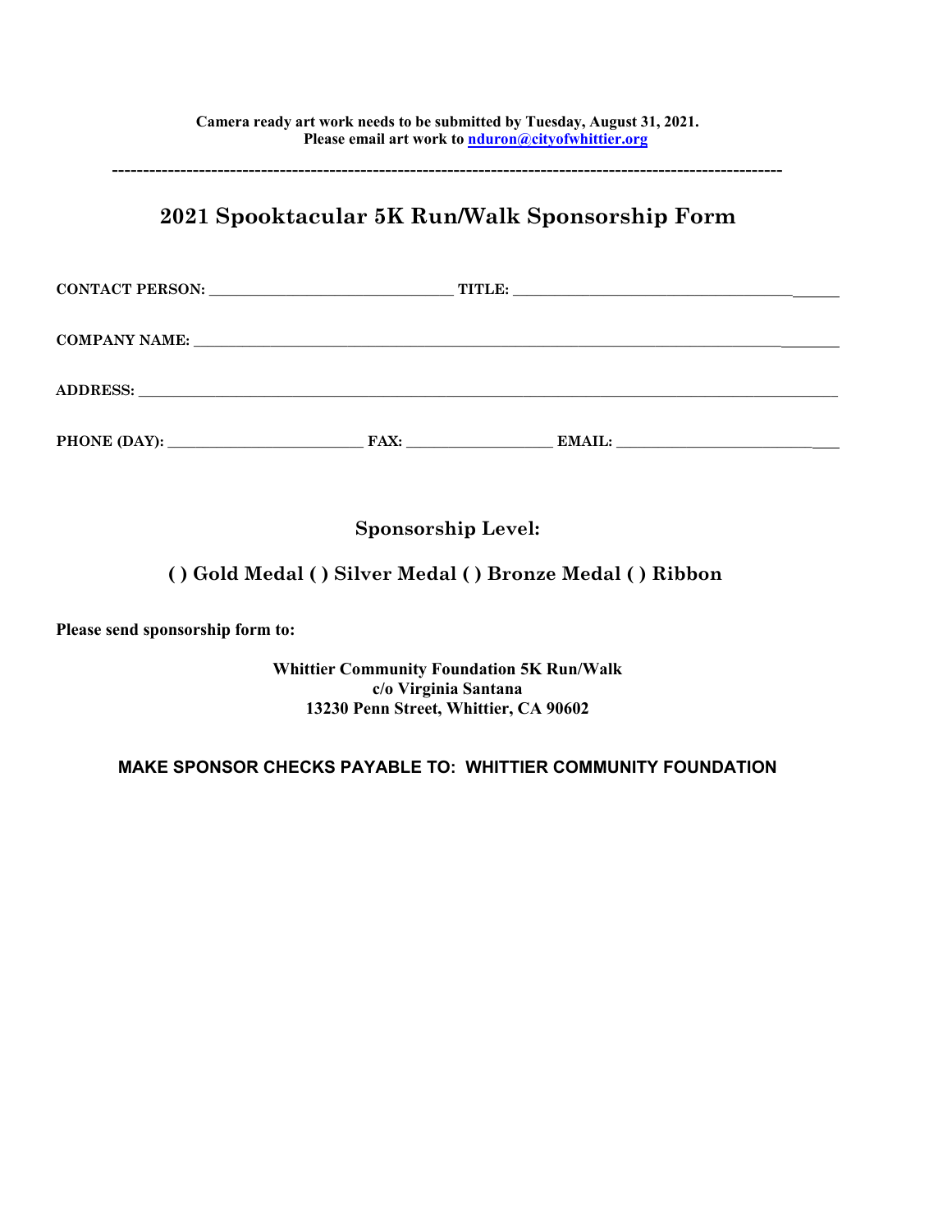**Camera ready art work needs to be submitted by Tuesday, August 31, 2021.**
**Please email art work to [nduron@cityofwhittier.org](mailto:nduron@cityofwhittier.org)**

---

## 2021 Spooktacular 5K Run/Walk Sponsorship Form

**CONTACT PERSON:** ______________________________ **TITLE:** ____________________________________

**COMPANY NAME:** ________________________________________________________________________________

**ADDRESS:** _____________________________________________________________________________________

**PHONE (DAY):** _________________________ **FAX:** ___________________ **EMAIL:** ____________________________

### Sponsorship Level:

### ( ) Gold Medal ( ) Silver Medal ( ) Bronze Medal ( ) Ribbon

**Please send sponsorship form to:**

**Whittier Community Foundation 5K Run/Walk**
**c/o Virginia Santana**
**13230 Penn Street, Whittier, CA 90602**

**MAKE SPONSOR CHECKS PAYABLE TO: WHITTIER COMMUNITY FOUNDATION**